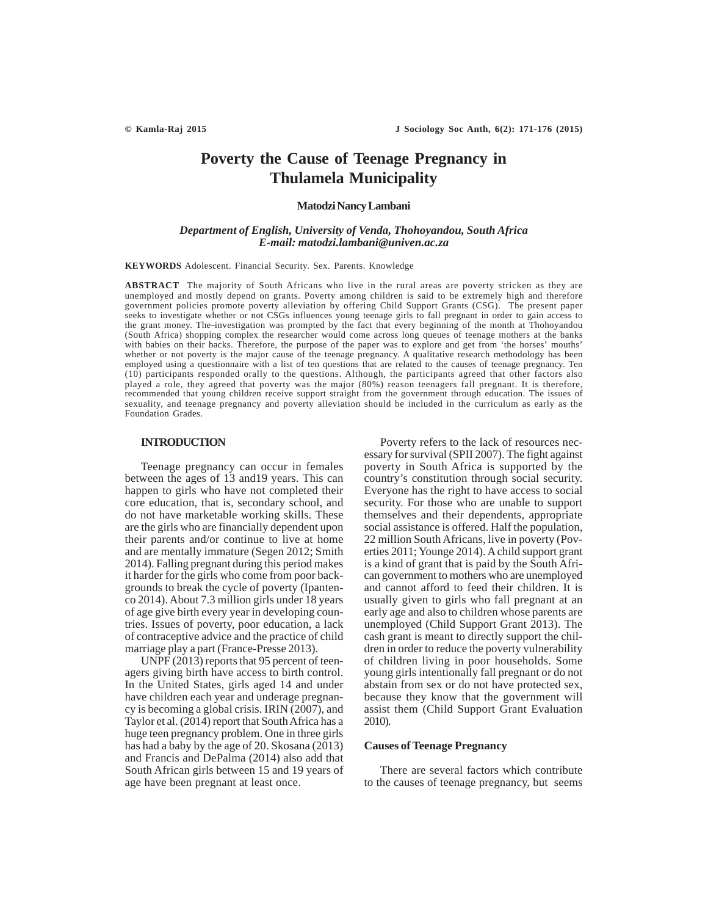# Poverty the Cause of Teenage Pregnancy in Thulamela Municipality

**Matodzi Nancy Lambani**

*Department of English, University of Venda, Thohoyandou, South Africa*
*E-mail: matodzi.lambani@univen.ac.za*

**KEYWORDS** Adolescent. Financial Security. Sex. Parents. Knowledge

**ABSTRACT** The majority of South Africans who live in the rural areas are poverty stricken as they are unemployed and mostly depend on grants. Poverty among children is said to be extremely high and therefore government policies promote poverty alleviation by offering Child Support Grants (CSG). The present paper seeks to investigate whether or not CSGs influences young teenage girls to fall pregnant in order to gain access to the grant money. The investigation was prompted by the fact that every beginning of the month at Thohoyandou (South Africa) shopping complex the researcher would come across long queues of teenage mothers at the banks with babies on their backs. Therefore, the purpose of the paper was to explore and get from 'the horses' mouths' whether or not poverty is the major cause of the teenage pregnancy. A qualitative research methodology has been employed using a questionnaire with a list of ten questions that are related to the causes of teenage pregnancy. Ten (10) participants responded orally to the questions. Although, the participants agreed that other factors also played a role, they agreed that poverty was the major (80%) reason teenagers fall pregnant. It is therefore, recommended that young children receive support straight from the government through education. The issues of sexuality, and teenage pregnancy and poverty alleviation should be included in the curriculum as early as the Foundation Grades.

## INTRODUCTION

Teenage pregnancy can occur in females between the ages of 13 and19 years. This can happen to girls who have not completed their core education, that is, secondary school, and do not have marketable working skills. These are the girls who are financially dependent upon their parents and/or continue to live at home and are mentally immature (Segen 2012; Smith 2014). Falling pregnant during this period makes it harder for the girls who come from poor backgrounds to break the cycle of poverty (Ipantenco 2014). About 7.3 million girls under 18 years of age give birth every year in developing countries. Issues of poverty, poor education, a lack of contraceptive advice and the practice of child marriage play a part (France-Presse 2013).

UNPF (2013) reports that 95 percent of teenagers giving birth have access to birth control. In the United States, girls aged 14 and under have children each year and underage pregnancy is becoming a global crisis. IRIN (2007), and Taylor et al. (2014) report that South Africa has a huge teen pregnancy problem. One in three girls has had a baby by the age of 20. Skosana (2013) and Francis and DePalma (2014) also add that South African girls between 15 and 19 years of age have been pregnant at least once.

Poverty refers to the lack of resources necessary for survival (SPII 2007). The fight against poverty in South Africa is supported by the country's constitution through social security. Everyone has the right to have access to social security. For those who are unable to support themselves and their dependents, appropriate social assistance is offered. Half the population, 22 million South Africans, live in poverty (Poverties 2011; Younge 2014). A child support grant is a kind of grant that is paid by the South African government to mothers who are unemployed and cannot afford to feed their children. It is usually given to girls who fall pregnant at an early age and also to children whose parents are unemployed (Child Support Grant 2013). The cash grant is meant to directly support the children in order to reduce the poverty vulnerability of children living in poor households. Some young girls intentionally fall pregnant or do not abstain from sex or do not have protected sex, because they know that the government will assist them (Child Support Grant Evaluation 2010).

### Causes of Teenage Pregnancy

There are several factors which contribute to the causes of teenage pregnancy, but seems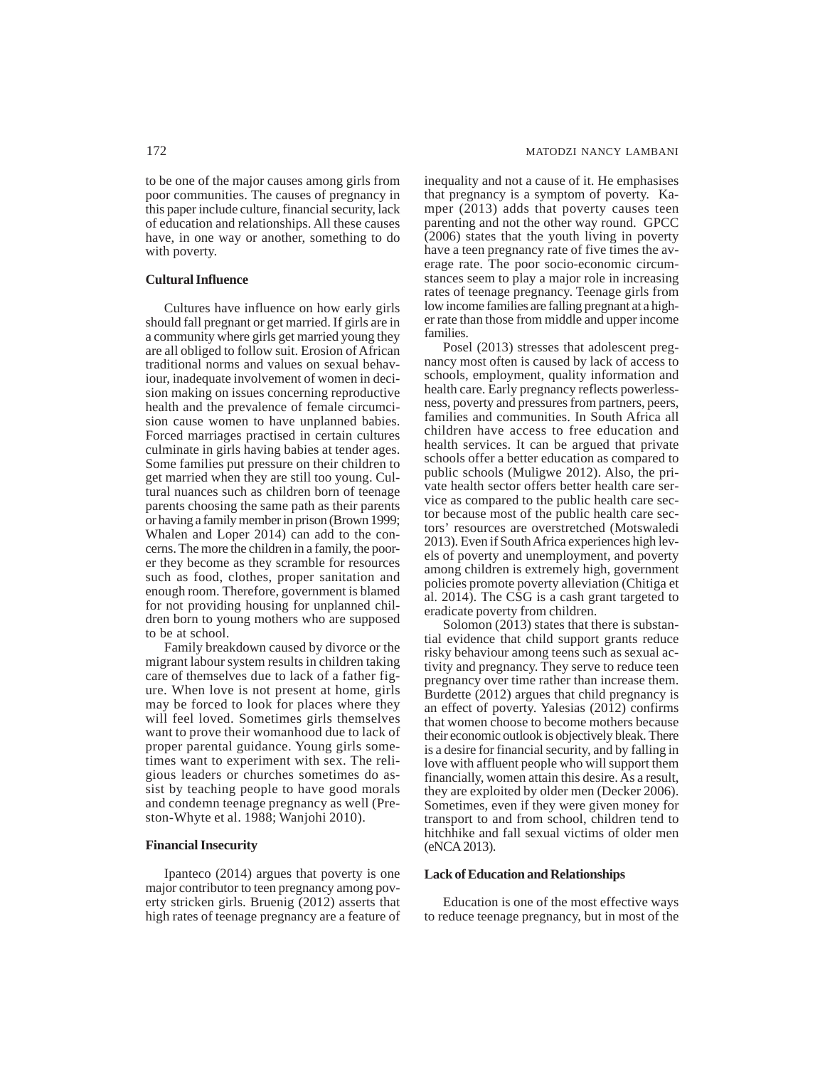to be one of the major causes among girls from poor communities. The causes of pregnancy in this paper include culture, financial security, lack of education and relationships. All these causes have, in one way or another, something to do with poverty.

### Cultural Influence

Cultures have influence on how early girls should fall pregnant or get married. If girls are in a community where girls get married young they are all obliged to follow suit. Erosion of African traditional norms and values on sexual behaviour, inadequate involvement of women in decision making on issues concerning reproductive health and the prevalence of female circumcision cause women to have unplanned babies. Forced marriages practised in certain cultures culminate in girls having babies at tender ages. Some families put pressure on their children to get married when they are still too young. Cultural nuances such as children born of teenage parents choosing the same path as their parents or having a family member in prison (Brown 1999; Whalen and Loper 2014) can add to the concerns. The more the children in a family, the poorer they become as they scramble for resources such as food, clothes, proper sanitation and enough room. Therefore, government is blamed for not providing housing for unplanned children born to young mothers who are supposed to be at school.

Family breakdown caused by divorce or the migrant labour system results in children taking care of themselves due to lack of a father figure. When love is not present at home, girls may be forced to look for places where they will feel loved. Sometimes girls themselves want to prove their womanhood due to lack of proper parental guidance. Young girls sometimes want to experiment with sex. The religious leaders or churches sometimes do assist by teaching people to have good morals and condemn teenage pregnancy as well (Preston-Whyte et al. 1988; Wanjohi 2010).

### Financial Insecurity

Ipanteco (2014) argues that poverty is one major contributor to teen pregnancy among poverty stricken girls. Bruenig (2012) asserts that high rates of teenage pregnancy are a feature of inequality and not a cause of it. He emphasises that pregnancy is a symptom of poverty. Kamper (2013) adds that poverty causes teen parenting and not the other way round. GPCC (2006) states that the youth living in poverty have a teen pregnancy rate of five times the average rate. The poor socio-economic circumstances seem to play a major role in increasing rates of teenage pregnancy. Teenage girls from low income families are falling pregnant at a higher rate than those from middle and upper income families.

Posel (2013) stresses that adolescent pregnancy most often is caused by lack of access to schools, employment, quality information and health care. Early pregnancy reflects powerlessness, poverty and pressures from partners, peers, families and communities. In South Africa all children have access to free education and health services. It can be argued that private schools offer a better education as compared to public schools (Muligwe 2012). Also, the private health sector offers better health care service as compared to the public health care sector because most of the public health care sectors' resources are overstretched (Motswaledi 2013). Even if South Africa experiences high levels of poverty and unemployment, and poverty among children is extremely high, government policies promote poverty alleviation (Chitiga et al. 2014). The CSG is a cash grant targeted to eradicate poverty from children.

Solomon (2013) states that there is substantial evidence that child support grants reduce risky behaviour among teens such as sexual activity and pregnancy. They serve to reduce teen pregnancy over time rather than increase them. Burdette (2012) argues that child pregnancy is an effect of poverty. Yalesias (2012) confirms that women choose to become mothers because their economic outlook is objectively bleak. There is a desire for financial security, and by falling in love with affluent people who will support them financially, women attain this desire. As a result, they are exploited by older men (Decker 2006). Sometimes, even if they were given money for transport to and from school, children tend to hitchhike and fall sexual victims of older men (eNCA 2013).

### Lack of Education and Relationships

Education is one of the most effective ways to reduce teenage pregnancy, but in most of the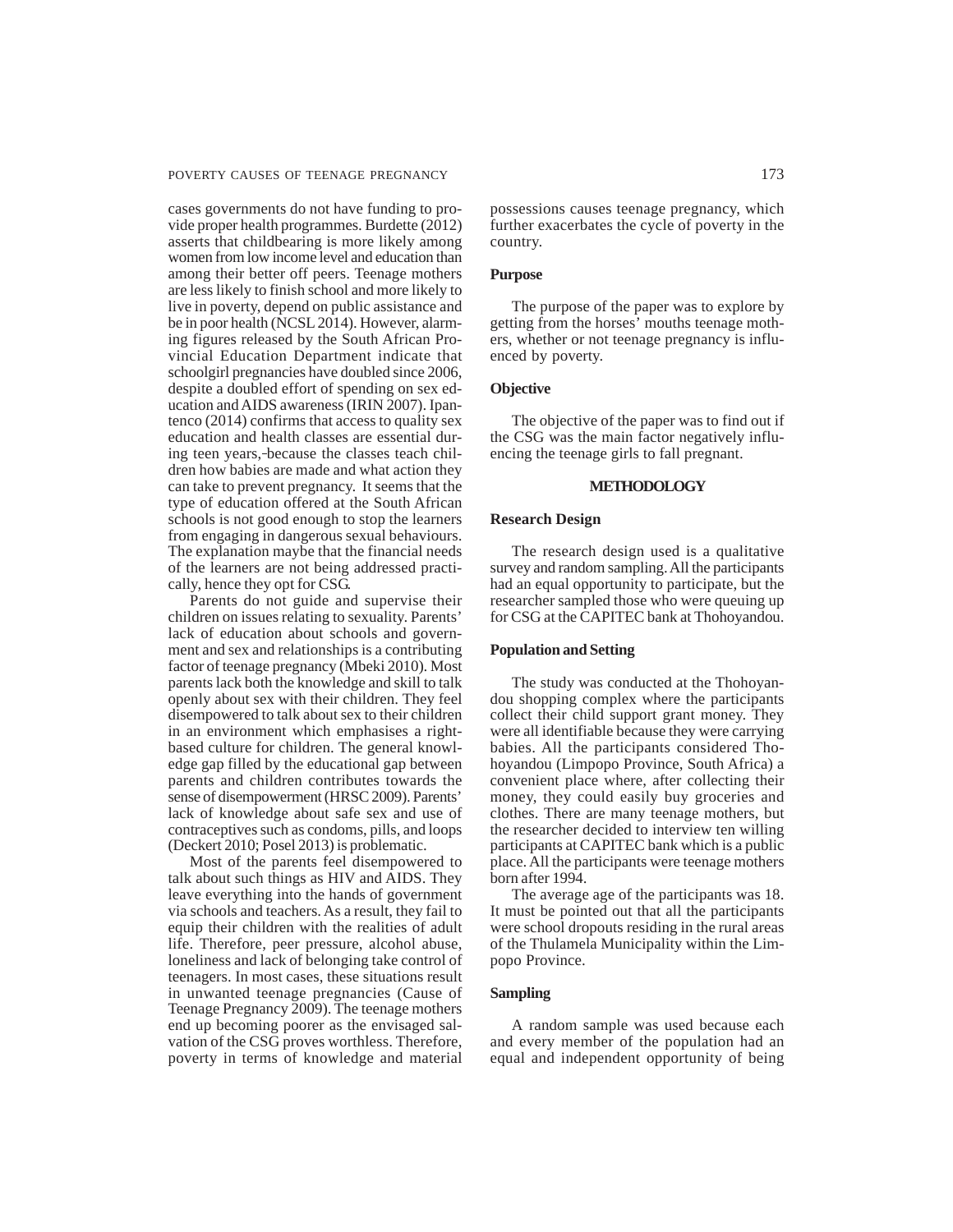cases governments do not have funding to provide proper health programmes. Burdette (2012) asserts that childbearing is more likely among women from low income level and education than among their better off peers. Teenage mothers are less likely to finish school and more likely to live in poverty, depend on public assistance and be in poor health (NCSL 2014). However, alarming figures released by the South African Provincial Education Department indicate that schoolgirl pregnancies have doubled since 2006, despite a doubled effort of spending on sex education and AIDS awareness (IRIN 2007). Ipantenco (2014) confirms that access to quality sex education and health classes are essential during teen years, because the classes teach children how babies are made and what action they can take to prevent pregnancy. It seems that the type of education offered at the South African schools is not good enough to stop the learners from engaging in dangerous sexual behaviours. The explanation maybe that the financial needs of the learners are not being addressed practically, hence they opt for CSG.

Parents do not guide and supervise their children on issues relating to sexuality. Parents' lack of education about schools and government and sex and relationships is a contributing factor of teenage pregnancy (Mbeki 2010). Most parents lack both the knowledge and skill to talk openly about sex with their children. They feel disempowered to talk about sex to their children in an environment which emphasises a right-based culture for children. The general knowledge gap filled by the educational gap between parents and children contributes towards the sense of disempowerment (HRSC 2009). Parents' lack of knowledge about safe sex and use of contraceptives such as condoms, pills, and loops (Deckert 2010; Posel 2013) is problematic.

Most of the parents feel disempowered to talk about such things as HIV and AIDS. They leave everything into the hands of government via schools and teachers. As a result, they fail to equip their children with the realities of adult life. Therefore, peer pressure, alcohol abuse, loneliness and lack of belonging take control of teenagers. In most cases, these situations result in unwanted teenage pregnancies (Cause of Teenage Pregnancy 2009). The teenage mothers end up becoming poorer as the envisaged salvation of the CSG proves worthless. Therefore, poverty in terms of knowledge and material possessions causes teenage pregnancy, which further exacerbates the cycle of poverty in the country.

### Purpose

The purpose of the paper was to explore by getting from the horses' mouths teenage mothers, whether or not teenage pregnancy is influenced by poverty.

### Objective

The objective of the paper was to find out if the CSG was the main factor negatively influencing the teenage girls to fall pregnant.

## METHODOLOGY

### Research Design

The research design used is a qualitative survey and random sampling. All the participants had an equal opportunity to participate, but the researcher sampled those who were queuing up for CSG at the CAPITEC bank at Thohoyandou.

### Population and Setting

The study was conducted at the Thohoyandou shopping complex where the participants collect their child support grant money. They were all identifiable because they were carrying babies. All the participants considered Thohoyandou (Limpopo Province, South Africa) a convenient place where, after collecting their money, they could easily buy groceries and clothes. There are many teenage mothers, but the researcher decided to interview ten willing participants at CAPITEC bank which is a public place. All the participants were teenage mothers born after 1994.

The average age of the participants was 18. It must be pointed out that all the participants were school dropouts residing in the rural areas of the Thulamela Municipality within the Limpopo Province.

### Sampling

A random sample was used because each and every member of the population had an equal and independent opportunity of being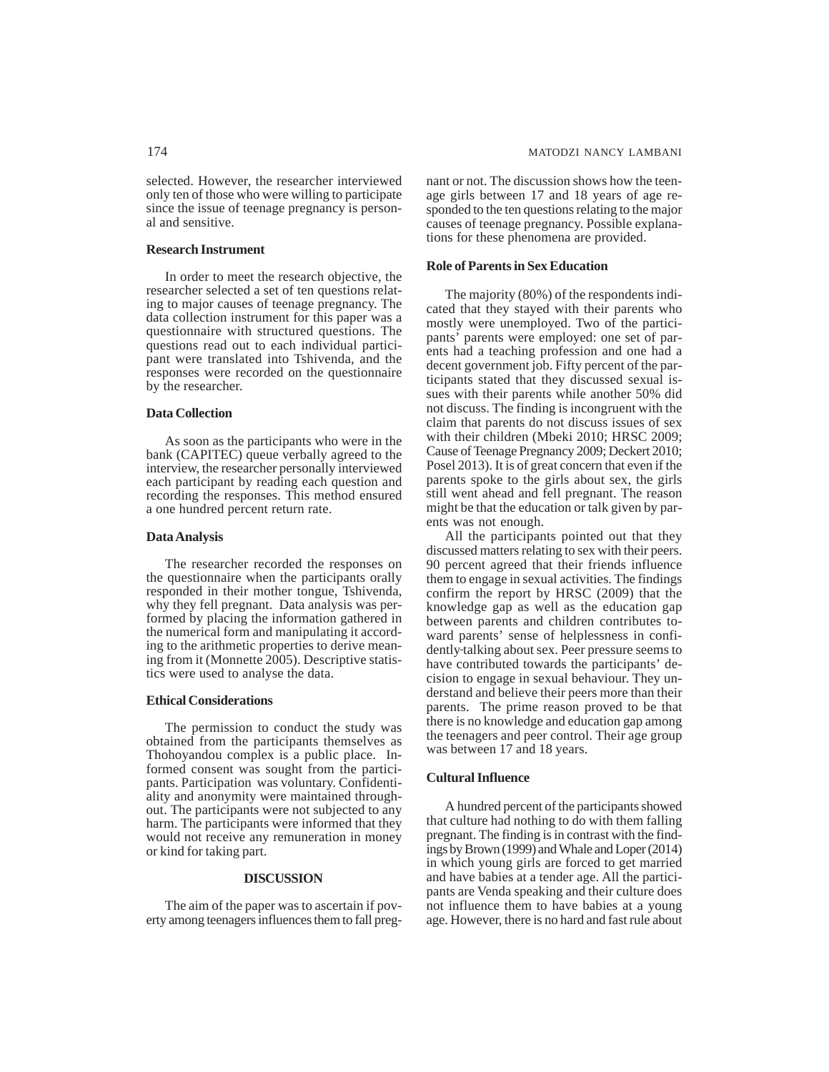selected. However, the researcher interviewed only ten of those who were willing to participate since the issue of teenage pregnancy is personal and sensitive.

### Research Instrument

In order to meet the research objective, the researcher selected a set of ten questions relating to major causes of teenage pregnancy. The data collection instrument for this paper was a questionnaire with structured questions. The questions read out to each individual participant were translated into Tshivenda, and the responses were recorded on the questionnaire by the researcher.

### Data Collection

As soon as the participants who were in the bank (CAPITEC) queue verbally agreed to the interview, the researcher personally interviewed each participant by reading each question and recording the responses. This method ensured a one hundred percent return rate.

### Data Analysis

The researcher recorded the responses on the questionnaire when the participants orally responded in their mother tongue, Tshivenda, why they fell pregnant. Data analysis was performed by placing the information gathered in the numerical form and manipulating it according to the arithmetic properties to derive meaning from it (Monnette 2005). Descriptive statistics were used to analyse the data.

### Ethical Considerations

The permission to conduct the study was obtained from the participants themselves as Thohoyandou complex is a public place. Informed consent was sought from the participants. Participation was voluntary. Confidentiality and anonymity were maintained throughout. The participants were not subjected to any harm. The participants were informed that they would not receive any remuneration in money or kind for taking part.

## DISCUSSION

The aim of the paper was to ascertain if poverty among teenagers influences them to fall pregnant or not. The discussion shows how the teenage girls between 17 and 18 years of age responded to the ten questions relating to the major causes of teenage pregnancy. Possible explanations for these phenomena are provided.

### Role of Parents in Sex Education

The majority (80%) of the respondents indicated that they stayed with their parents who mostly were unemployed. Two of the participants' parents were employed: one set of parents had a teaching profession and one had a decent government job. Fifty percent of the participants stated that they discussed sexual issues with their parents while another 50% did not discuss. The finding is incongruent with the claim that parents do not discuss issues of sex with their children (Mbeki 2010; HRSC 2009; Cause of Teenage Pregnancy 2009; Deckert 2010; Posel 2013). It is of great concern that even if the parents spoke to the girls about sex, the girls still went ahead and fell pregnant. The reason might be that the education or talk given by parents was not enough.

All the participants pointed out that they discussed matters relating to sex with their peers. 90 percent agreed that their friends influence them to engage in sexual activities. The findings confirm the report by HRSC (2009) that the knowledge gap as well as the education gap between parents and children contributes toward parents' sense of helplessness in confidently talking about sex. Peer pressure seems to have contributed towards the participants' decision to engage in sexual behaviour. They understand and believe their peers more than their parents. The prime reason proved to be that there is no knowledge and education gap among the teenagers and peer control. Their age group was between 17 and 18 years.

### Cultural Influence

A hundred percent of the participants showed that culture had nothing to do with them falling pregnant. The finding is in contrast with the findings by Brown (1999) and Whale and Loper (2014) in which young girls are forced to get married and have babies at a tender age. All the participants are Venda speaking and their culture does not influence them to have babies at a young age. However, there is no hard and fast rule about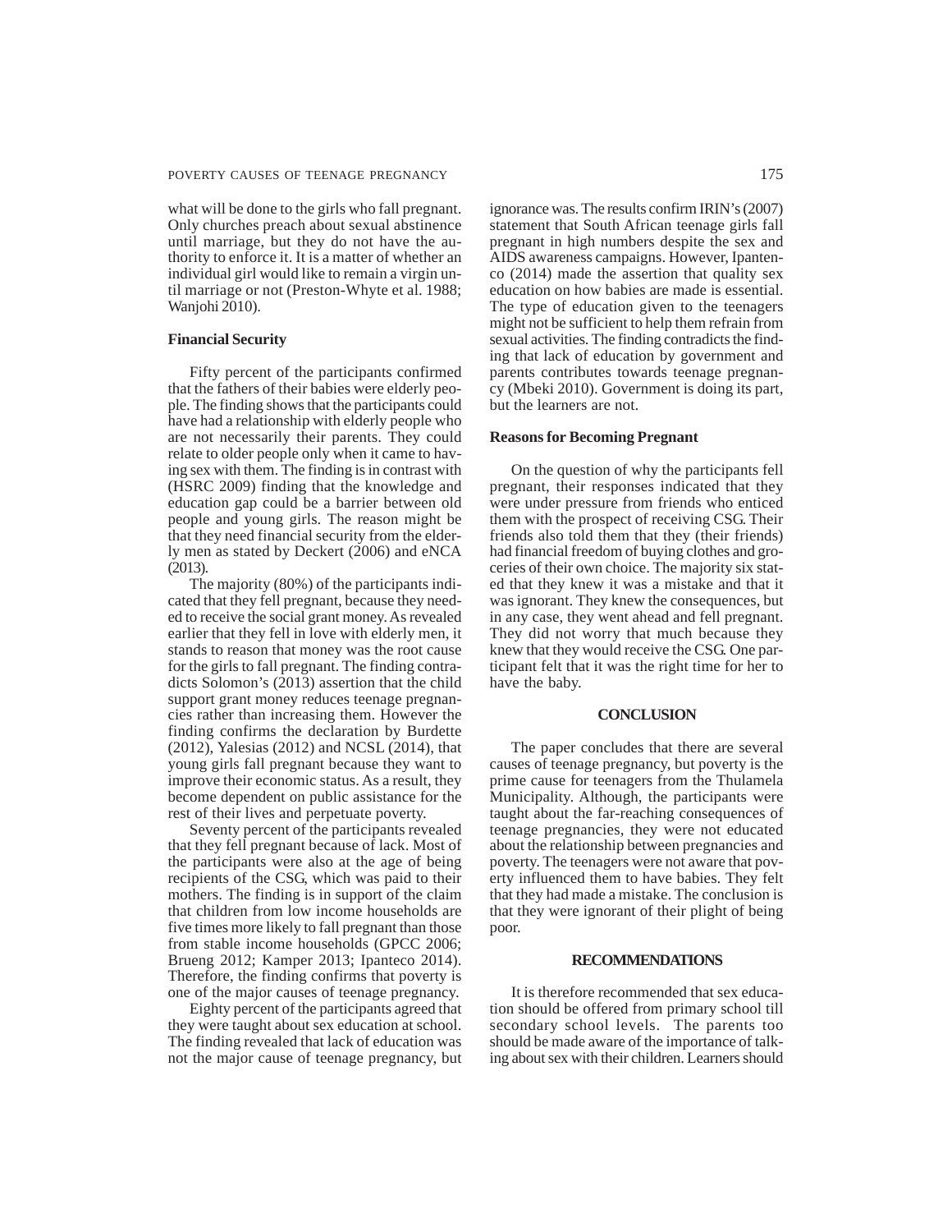what will be done to the girls who fall pregnant. Only churches preach about sexual abstinence until marriage, but they do not have the authority to enforce it. It is a matter of whether an individual girl would like to remain a virgin until marriage or not (Preston-Whyte et al. 1988; Wanjohi 2010).

### Financial Security

Fifty percent of the participants confirmed that the fathers of their babies were elderly people. The finding shows that the participants could have had a relationship with elderly people who are not necessarily their parents. They could relate to older people only when it came to having sex with them. The finding is in contrast with (HSRC 2009) finding that the knowledge and education gap could be a barrier between old people and young girls. The reason might be that they need financial security from the elderly men as stated by Deckert (2006) and eNCA (2013).

The majority (80%) of the participants indicated that they fell pregnant, because they needed to receive the social grant money. As revealed earlier that they fell in love with elderly men, it stands to reason that money was the root cause for the girls to fall pregnant. The finding contradicts Solomon's (2013) assertion that the child support grant money reduces teenage pregnancies rather than increasing them. However the finding confirms the declaration by Burdette (2012), Yalesias (2012) and NCSL (2014), that young girls fall pregnant because they want to improve their economic status. As a result, they become dependent on public assistance for the rest of their lives and perpetuate poverty.

Seventy percent of the participants revealed that they fell pregnant because of lack. Most of the participants were also at the age of being recipients of the CSG, which was paid to their mothers. The finding is in support of the claim that children from low income households are five times more likely to fall pregnant than those from stable income households (GPCC 2006; Brueng 2012; Kamper 2013; Ipanteco 2014). Therefore, the finding confirms that poverty is one of the major causes of teenage pregnancy.

Eighty percent of the participants agreed that they were taught about sex education at school. The finding revealed that lack of education was not the major cause of teenage pregnancy, but ignorance was. The results confirm IRIN's (2007) statement that South African teenage girls fall pregnant in high numbers despite the sex and AIDS awareness campaigns. However, Ipantenco (2014) made the assertion that quality sex education on how babies are made is essential. The type of education given to the teenagers might not be sufficient to help them refrain from sexual activities. The finding contradicts the finding that lack of education by government and parents contributes towards teenage pregnancy (Mbeki 2010). Government is doing its part, but the learners are not.

### Reasons for Becoming Pregnant

On the question of why the participants fell pregnant, their responses indicated that they were under pressure from friends who enticed them with the prospect of receiving CSG. Their friends also told them that they (their friends) had financial freedom of buying clothes and groceries of their own choice. The majority six stated that they knew it was a mistake and that it was ignorant. They knew the consequences, but in any case, they went ahead and fell pregnant. They did not worry that much because they knew that they would receive the CSG. One participant felt that it was the right time for her to have the baby.

## CONCLUSION

The paper concludes that there are several causes of teenage pregnancy, but poverty is the prime cause for teenagers from the Thulamela Municipality. Although, the participants were taught about the far-reaching consequences of teenage pregnancies, they were not educated about the relationship between pregnancies and poverty. The teenagers were not aware that poverty influenced them to have babies. They felt that they had made a mistake. The conclusion is that they were ignorant of their plight of being poor.

## RECOMMENDATIONS

It is therefore recommended that sex education should be offered from primary school till secondary school levels. The parents too should be made aware of the importance of talking about sex with their children. Learners should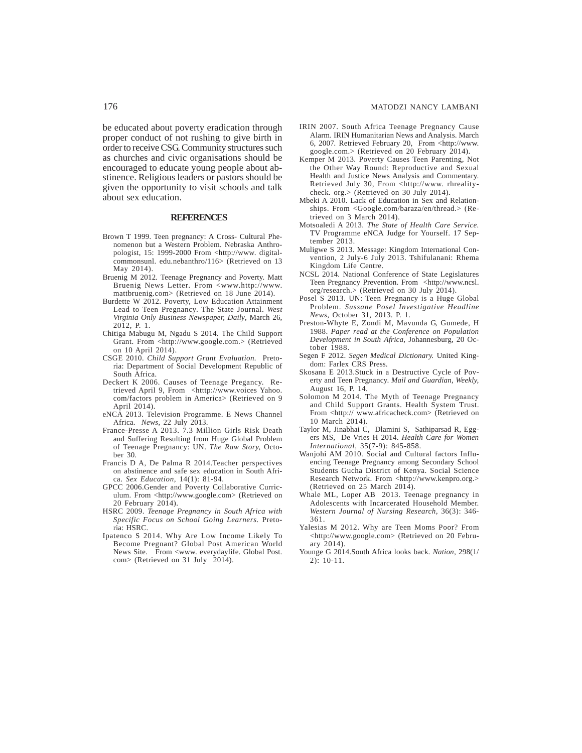be educated about poverty eradication through proper conduct of not rushing to give birth in order to receive CSG. Community structures such as churches and civic organisations should be encouraged to educate young people about abstinence. Religious leaders or pastors should be given the opportunity to visit schools and talk about sex education.

## REFERENCES

Brown T 1999. Teen pregnancy: A Cross- Cultural Phenomenon but a Western Problem. Nebraska Anthropologist, 15: 1999-2000 From <http://www. digitalcommonsunl. edu.nebanthro/116> (Retrieved on 13 May 2014).

Bruenig M 2012. Teenage Pregnancy and Poverty. Matt Bruenig News Letter. From <www.http://www. mattbruenig.com> (Retrieved on 18 June 2014).

Burdette W 2012. Poverty, Low Education Attainment Lead to Teen Pregnancy. The State Journal. *West Virginia Only Business Newspaper, Daily*, March 26, 2012, P. 1.

Chitiga Mabugu M, Ngadu S 2014. The Child Support Grant. From <http://www.google.com.> (Retrieved on 10 April 2014).

CSGE 2010. *Child Support Grant Evaluation.* Pretoria: Department of Social Development Republic of South Africa.

Deckert K 2006. Causes of Teenage Pregancy. Retrieved April 9, From <htttp://www.voices Yahoo. com/factors problem in America> (Retrieved on 9 April 2014).

eNCA 2013. Television Programme. E News Channel Africa. *News*, 22 July 2013.

France-Presse A 2013. 7.3 Million Girls Risk Death and Suffering Resulting from Huge Global Problem of Teenage Pregnancy: UN. *The Raw Story*, October 30.

Francis D A, De Palma R 2014.Teacher perspectives on abstinence and safe sex education in South Africa. *Sex Education*, 14(1): 81-94.

GPCC 2006.Gender and Poverty Collaborative Curriculum. From <http://www.google.com> (Retrieved on 20 February 2014).

HSRC 2009. *Teenage Pregnancy in South Africa with Specific Focus on School Going Learners*. Pretoria: HSRC.

Ipatenco S 2014. Why Are Low Income Likely To Become Pregnant? Global Post American World News Site. From <www. everydaylife. Global Post. com> (Retrieved on 31 July 2014).

IRIN 2007. South Africa Teenage Pregnancy Cause Alarm. IRIN Humanitarian News and Analysis. March 6, 2007. Retrieved February 20, From <http://www. google.com.> (Retrieved on 20 February 2014).

Kemper M 2013. Poverty Causes Teen Parenting, Not the Other Way Round: Reproductive and Sexual Health and Justice News Analysis and Commentary. Retrieved July 30, From <http://www. rhrealitycheck. org.> (Retrieved on 30 July 2014).

Mbeki A 2010. Lack of Education in Sex and Relationships. From <Google.com/baraza/en/thread.> (Retrieved on 3 March 2014).

Motsoaledi A 2013. *The State of Health Care Service.* TV Programme eNCA Judge for Yourself. 17 September 2013.

Muligwe S 2013. Message: Kingdom International Convention, 2 July-6 July 2013. Tshifulanani: Rhema Kingdom Life Centre.

NCSL 2014. National Conference of State Legislatures Teen Pregnancy Prevention. From <http://www.ncsl. org/research.> (Retrieved on 30 July 2014).

Posel S 2013. UN: Teen Pregnancy is a Huge Global Problem. *Sussane Posel Investigative Headline News*, October 31, 2013. P. 1.

Preston-Whyte E, Zondi M, Mavunda G, Gumede, H 1988. *Paper read at the Conference on Population Development in South Africa*, Johannesburg, 20 October 1988.

Segen F 2012. *Segen Medical Dictionary.* United Kingdom: Farlex CRS Press.

Skosana E 2013.Stuck in a Destructive Cycle of Poverty and Teen Pregnancy. *Mail and Guardian, Weekly*, August 16, P. 14.

Solomon M 2014. The Myth of Teenage Pregnancy and Child Support Grants. Health System Trust. From <http:// www.africacheck.com> (Retrieved on 10 March 2014).

Taylor M, Jinabhai C, Dlamini S, Sathiparsad R, Eggers MS, De Vries H 2014. *Health Care for Women International*, 35(7-9): 845-858.

Wanjohi AM 2010. Social and Cultural factors Influencing Teenage Pregnancy among Secondary School Students Gucha District of Kenya. Social Science Research Network. From <http://www.kenpro.org.> (Retrieved on 25 March 2014).

Whale ML, Loper AB 2013. Teenage pregnancy in Adolescents with Incarcerated Household Member. *Western Journal of Nursing Research*, 36(3): 346-361.

Yalesias M 2012. Why are Teen Moms Poor? From <http://www.google.com> (Retrieved on 20 February 2014).

Younge G 2014.South Africa looks back. *Nation*, 298(1/2): 10-11.